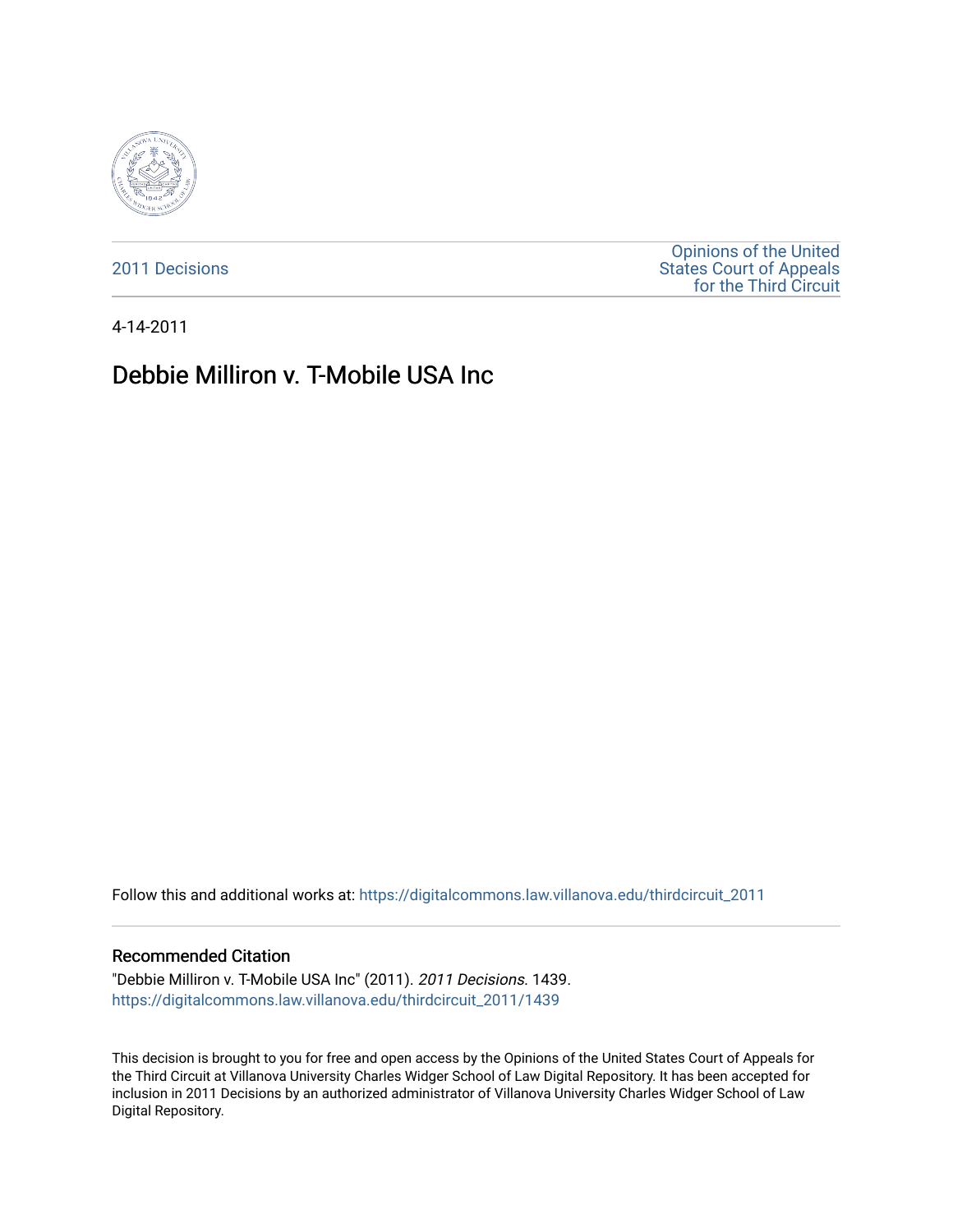2011 Decisions

Opinions of the United States Court of Appeals for the Third Circuit

4-14-2011

# Debbie Milliron v. T-Mobile USA Inc

Follow this and additional works at: https://digitalcommons.law.villanova.edu/thirdcircuit_2011

## Recommended Citation

"Debbie Milliron v. T-Mobile USA Inc" (2011). *2011 Decisions*. 1439.
https://digitalcommons.law.villanova.edu/thirdcircuit_2011/1439

This decision is brought to you for free and open access by the Opinions of the United States Court of Appeals for the Third Circuit at Villanova University Charles Widger School of Law Digital Repository. It has been accepted for inclusion in 2011 Decisions by an authorized administrator of Villanova University Charles Widger School of Law Digital Repository.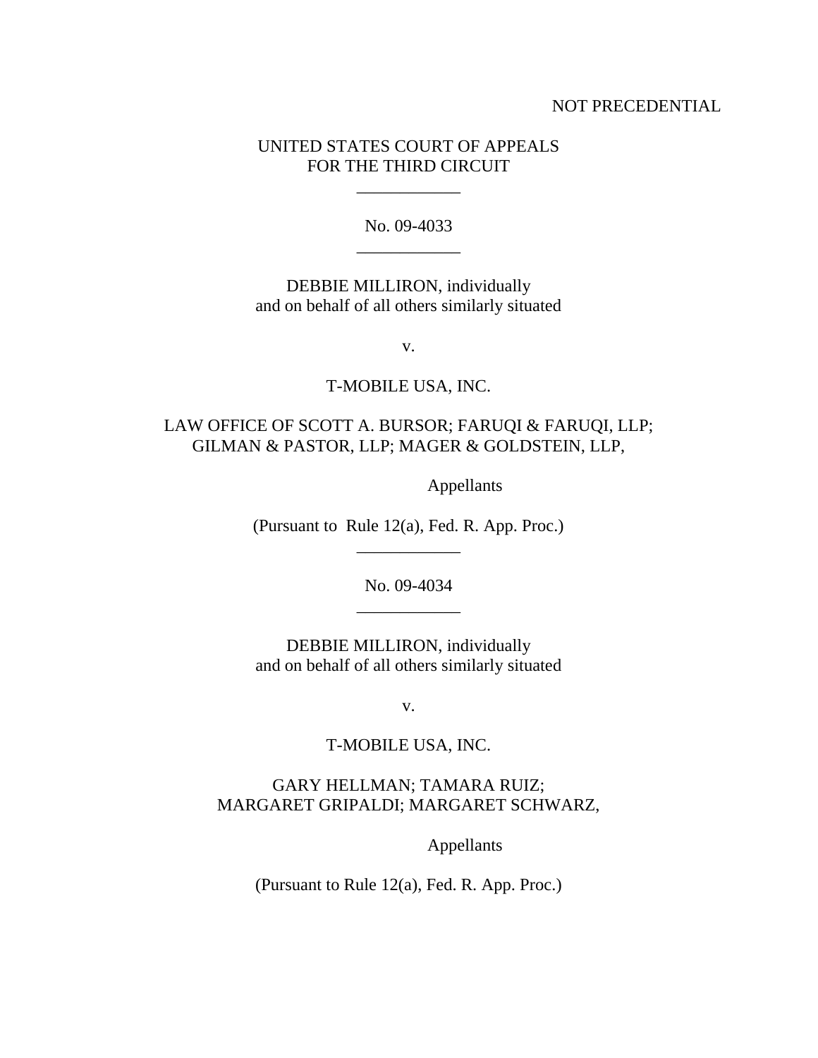NOT PRECEDENTIAL

UNITED STATES COURT OF APPEALS
FOR THE THIRD CIRCUIT

---

No. 09-4033

---

DEBBIE MILLIRON, individually
and on behalf of all others similarly situated

v.

T-MOBILE USA, INC.

LAW OFFICE OF SCOTT A. BURSOR; FARUQI & FARUQI, LLP;
GILMAN & PASTOR, LLP; MAGER & GOLDSTEIN, LLP,

Appellants

(Pursuant to Rule 12(a), Fed. R. App. Proc.)

---

No. 09-4034

---

DEBBIE MILLIRON, individually
and on behalf of all others similarly situated

v.

T-MOBILE USA, INC.

GARY HELLMAN; TAMARA RUIZ;
MARGARET GRIPALDI; MARGARET SCHWARZ,

Appellants

(Pursuant to Rule 12(a), Fed. R. App. Proc.)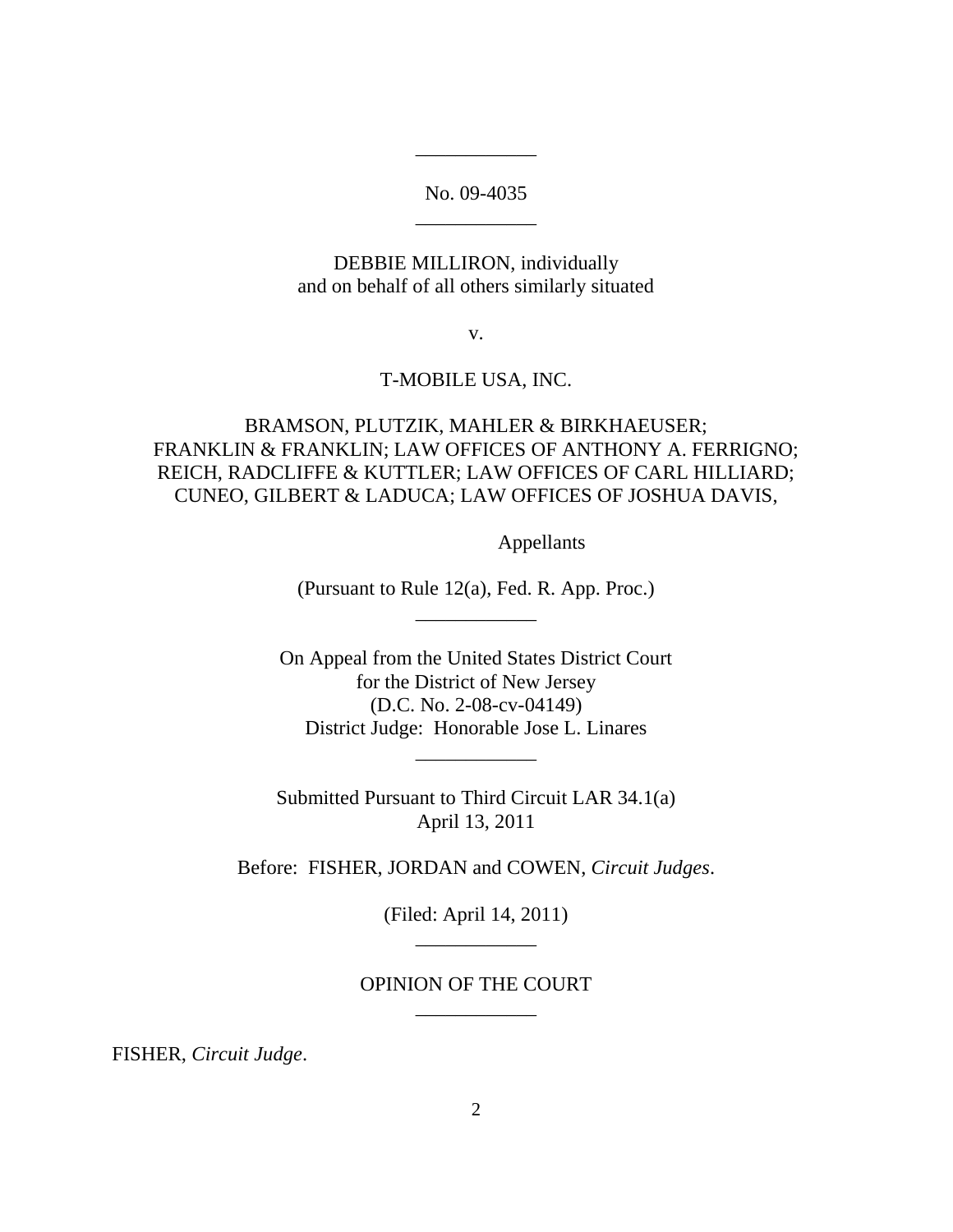No. 09-4035

DEBBIE MILLIRON, individually
and on behalf of all others similarly situated

v.

T-MOBILE USA, INC.

BRAMSON, PLUTZIK, MAHLER & BIRKHAEUSER;
FRANKLIN & FRANKLIN; LAW OFFICES OF ANTHONY A. FERRIGNO;
REICH, RADCLIFFE & KUTTLER; LAW OFFICES OF CARL HILLIARD;
CUNEO, GILBERT & LADUCA; LAW OFFICES OF JOSHUA DAVIS,

Appellants

(Pursuant to Rule 12(a), Fed. R. App. Proc.)

On Appeal from the United States District Court
for the District of New Jersey
(D.C. No. 2-08-cv-04149)
District Judge: Honorable Jose L. Linares

Submitted Pursuant to Third Circuit LAR 34.1(a)
April 13, 2011

Before: FISHER, JORDAN and COWEN, *Circuit Judges*.

(Filed: April 14, 2011)

OPINION OF THE COURT

FISHER, *Circuit Judge*.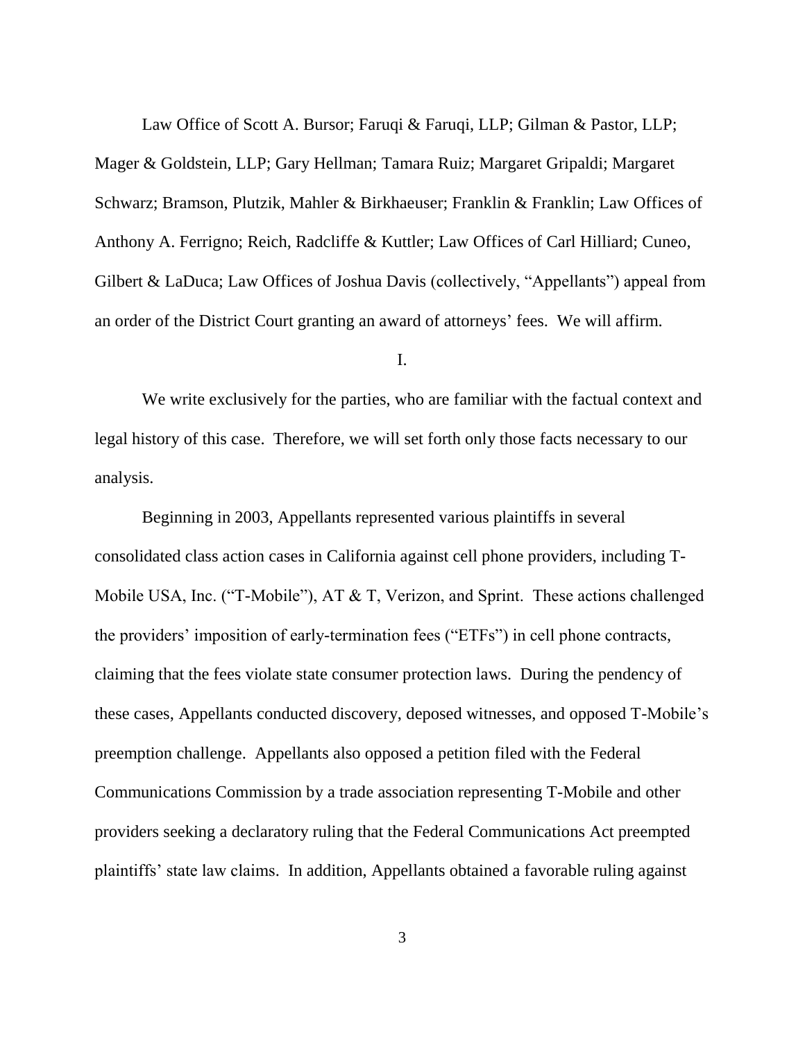Law Office of Scott A. Bursor; Faruqi & Faruqi, LLP; Gilman & Pastor, LLP; Mager & Goldstein, LLP; Gary Hellman; Tamara Ruiz; Margaret Gripaldi; Margaret Schwarz; Bramson, Plutzik, Mahler & Birkhaeuser; Franklin & Franklin; Law Offices of Anthony A. Ferrigno; Reich, Radcliffe & Kuttler; Law Offices of Carl Hilliard; Cuneo, Gilbert & LaDuca; Law Offices of Joshua Davis (collectively, "Appellants") appeal from an order of the District Court granting an award of attorneys' fees. We will affirm.

I.

We write exclusively for the parties, who are familiar with the factual context and legal history of this case. Therefore, we will set forth only those facts necessary to our analysis.

Beginning in 2003, Appellants represented various plaintiffs in several consolidated class action cases in California against cell phone providers, including T-Mobile USA, Inc. ("T-Mobile"), AT & T, Verizon, and Sprint. These actions challenged the providers' imposition of early-termination fees ("ETFs") in cell phone contracts, claiming that the fees violate state consumer protection laws. During the pendency of these cases, Appellants conducted discovery, deposed witnesses, and opposed T-Mobile's preemption challenge. Appellants also opposed a petition filed with the Federal Communications Commission by a trade association representing T-Mobile and other providers seeking a declaratory ruling that the Federal Communications Act preempted plaintiffs' state law claims. In addition, Appellants obtained a favorable ruling against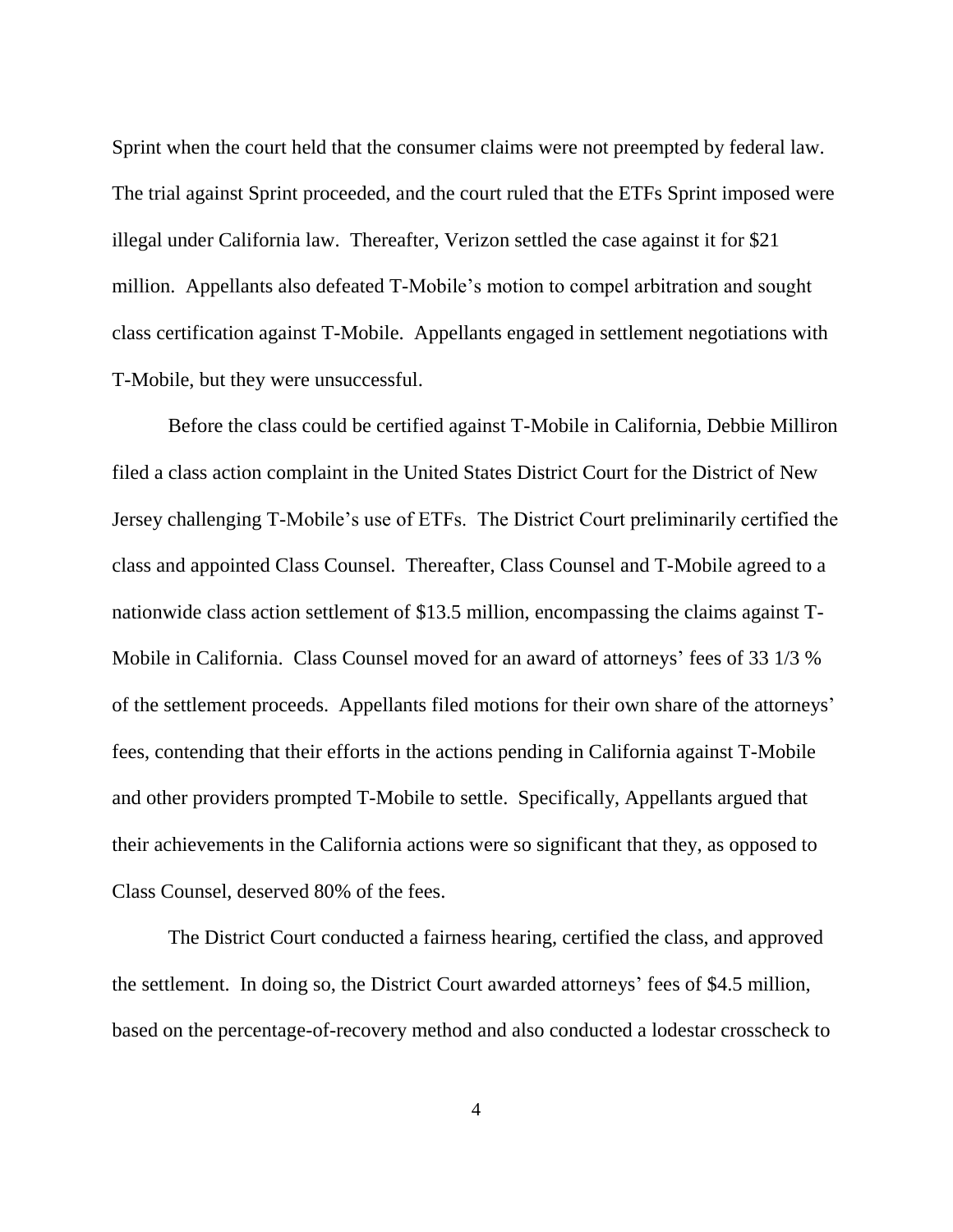Sprint when the court held that the consumer claims were not preempted by federal law. The trial against Sprint proceeded, and the court ruled that the ETFs Sprint imposed were illegal under California law. Thereafter, Verizon settled the case against it for $21 million. Appellants also defeated T-Mobile's motion to compel arbitration and sought class certification against T-Mobile. Appellants engaged in settlement negotiations with T-Mobile, but they were unsuccessful.

Before the class could be certified against T-Mobile in California, Debbie Milliron filed a class action complaint in the United States District Court for the District of New Jersey challenging T-Mobile's use of ETFs. The District Court preliminarily certified the class and appointed Class Counsel. Thereafter, Class Counsel and T-Mobile agreed to a nationwide class action settlement of $13.5 million, encompassing the claims against T-Mobile in California. Class Counsel moved for an award of attorneys' fees of 33 1/3 % of the settlement proceeds. Appellants filed motions for their own share of the attorneys' fees, contending that their efforts in the actions pending in California against T-Mobile and other providers prompted T-Mobile to settle. Specifically, Appellants argued that their achievements in the California actions were so significant that they, as opposed to Class Counsel, deserved 80% of the fees.

The District Court conducted a fairness hearing, certified the class, and approved the settlement. In doing so, the District Court awarded attorneys' fees of $4.5 million, based on the percentage-of-recovery method and also conducted a lodestar crosscheck to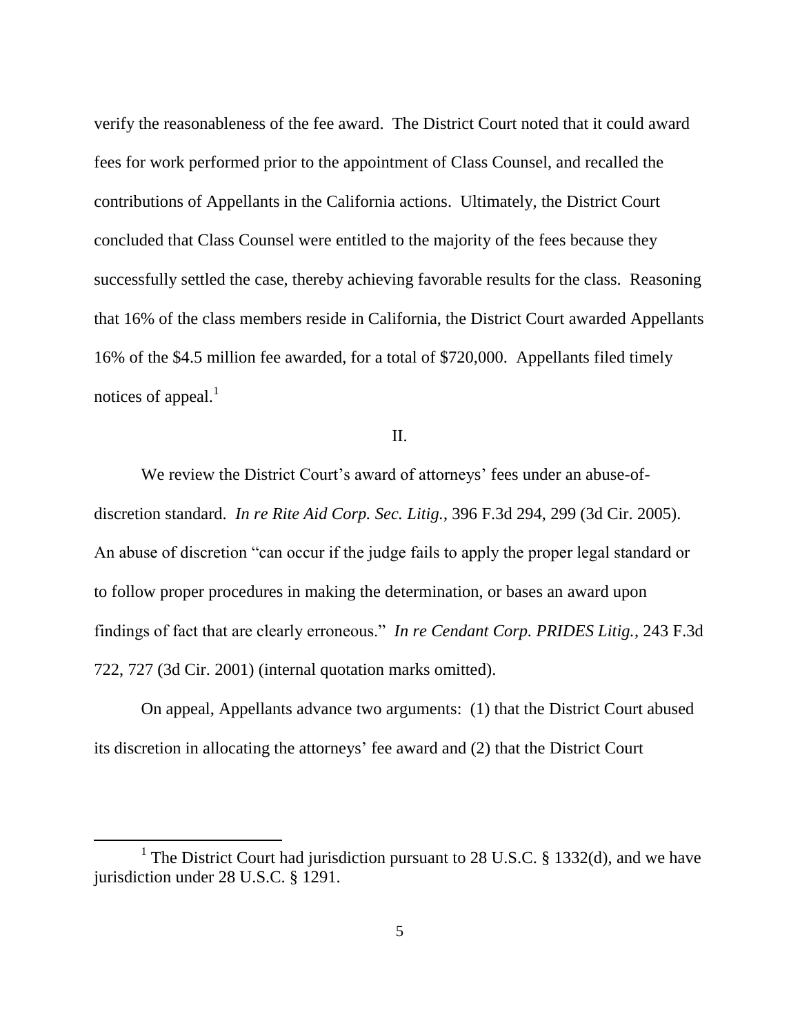verify the reasonableness of the fee award. The District Court noted that it could award fees for work performed prior to the appointment of Class Counsel, and recalled the contributions of Appellants in the California actions. Ultimately, the District Court concluded that Class Counsel were entitled to the majority of the fees because they successfully settled the case, thereby achieving favorable results for the class. Reasoning that 16% of the class members reside in California, the District Court awarded Appellants 16% of the $4.5 million fee awarded, for a total of $720,000. Appellants filed timely notices of appeal.[1]

II.

We review the District Court's award of attorneys' fees under an abuse-of-discretion standard. *In re Rite Aid Corp. Sec. Litig.*, 396 F.3d 294, 299 (3d Cir. 2005). An abuse of discretion "can occur if the judge fails to apply the proper legal standard or to follow proper procedures in making the determination, or bases an award upon findings of fact that are clearly erroneous." *In re Cendant Corp. PRIDES Litig.*, 243 F.3d 722, 727 (3d Cir. 2001) (internal quotation marks omitted).

On appeal, Appellants advance two arguments: (1) that the District Court abused its discretion in allocating the attorneys' fee award and (2) that the District Court

[1] The District Court had jurisdiction pursuant to 28 U.S.C. § 1332(d), and we have jurisdiction under 28 U.S.C. § 1291.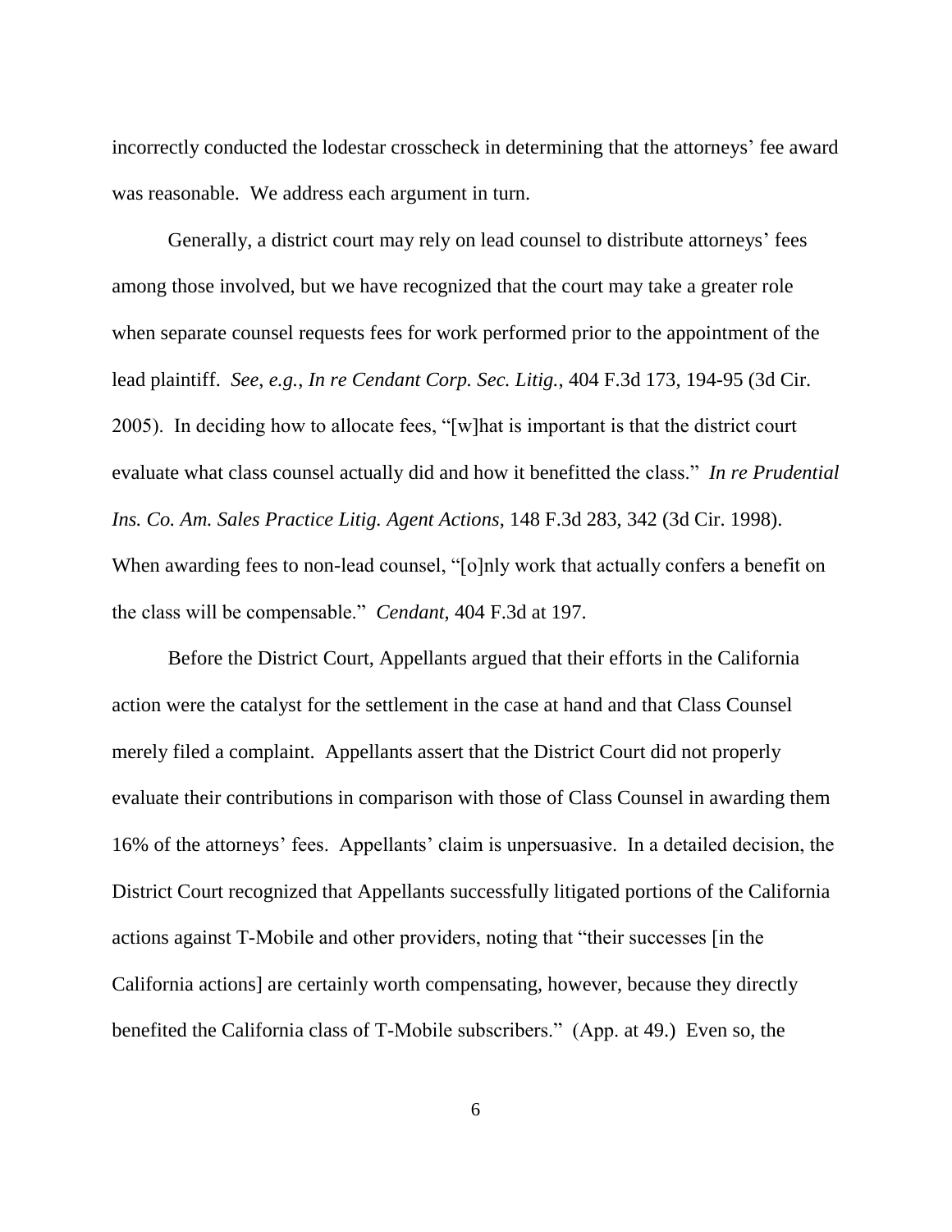incorrectly conducted the lodestar crosscheck in determining that the attorneys' fee award was reasonable. We address each argument in turn.

Generally, a district court may rely on lead counsel to distribute attorneys' fees among those involved, but we have recognized that the court may take a greater role when separate counsel requests fees for work performed prior to the appointment of the lead plaintiff. *See, e.g.*, *In re Cendant Corp. Sec. Litig.*, 404 F.3d 173, 194-95 (3d Cir. 2005). In deciding how to allocate fees, "[w]hat is important is that the district court evaluate what class counsel actually did and how it benefitted the class." *In re Prudential Ins. Co. Am. Sales Practice Litig. Agent Actions*, 148 F.3d 283, 342 (3d Cir. 1998). When awarding fees to non-lead counsel, "[o]nly work that actually confers a benefit on the class will be compensable." *Cendant*, 404 F.3d at 197.

Before the District Court, Appellants argued that their efforts in the California action were the catalyst for the settlement in the case at hand and that Class Counsel merely filed a complaint. Appellants assert that the District Court did not properly evaluate their contributions in comparison with those of Class Counsel in awarding them 16% of the attorneys' fees. Appellants' claim is unpersuasive. In a detailed decision, the District Court recognized that Appellants successfully litigated portions of the California actions against T-Mobile and other providers, noting that "their successes [in the California actions] are certainly worth compensating, however, because they directly benefited the California class of T-Mobile subscribers." (App. at 49.) Even so, the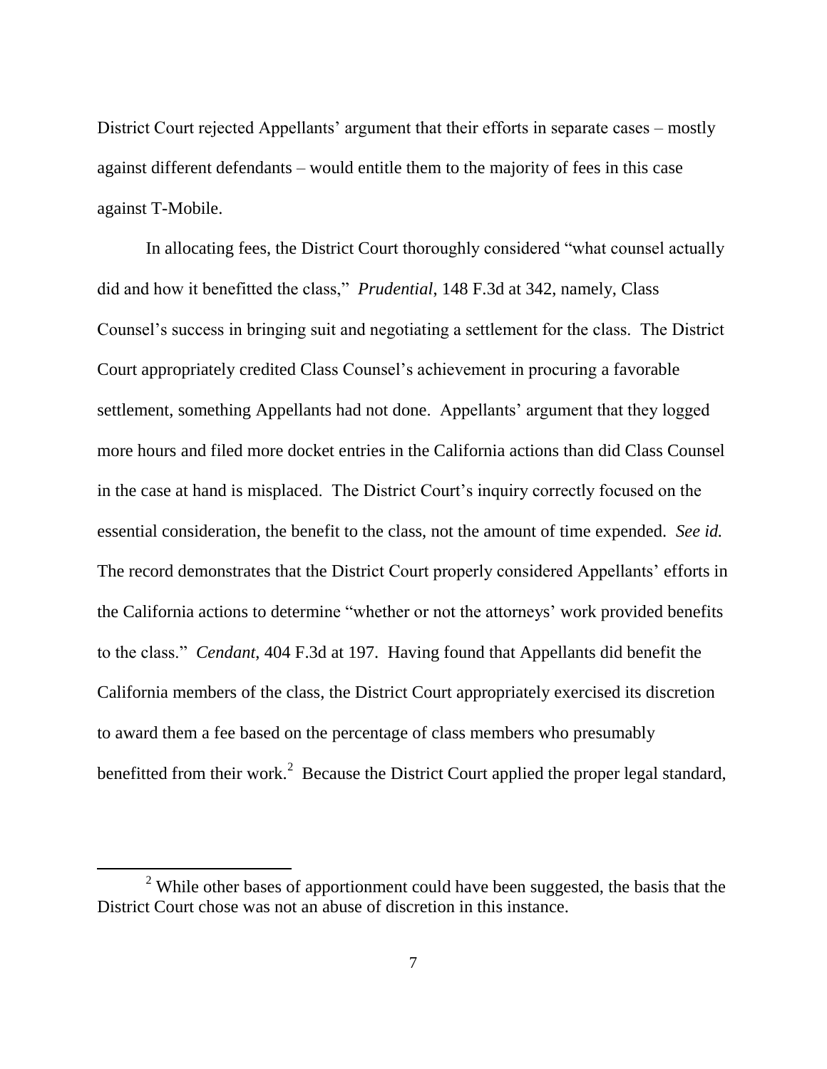District Court rejected Appellants' argument that their efforts in separate cases – mostly against different defendants – would entitle them to the majority of fees in this case against T-Mobile.

In allocating fees, the District Court thoroughly considered "what counsel actually did and how it benefitted the class," *Prudential*, 148 F.3d at 342, namely, Class Counsel's success in bringing suit and negotiating a settlement for the class. The District Court appropriately credited Class Counsel's achievement in procuring a favorable settlement, something Appellants had not done. Appellants' argument that they logged more hours and filed more docket entries in the California actions than did Class Counsel in the case at hand is misplaced. The District Court's inquiry correctly focused on the essential consideration, the benefit to the class, not the amount of time expended. *See id.* The record demonstrates that the District Court properly considered Appellants' efforts in the California actions to determine "whether or not the attorneys' work provided benefits to the class." *Cendant*, 404 F.3d at 197. Having found that Appellants did benefit the California members of the class, the District Court appropriately exercised its discretion to award them a fee based on the percentage of class members who presumably benefitted from their work.[2] Because the District Court applied the proper legal standard,

[2] While other bases of apportionment could have been suggested, the basis that the District Court chose was not an abuse of discretion in this instance.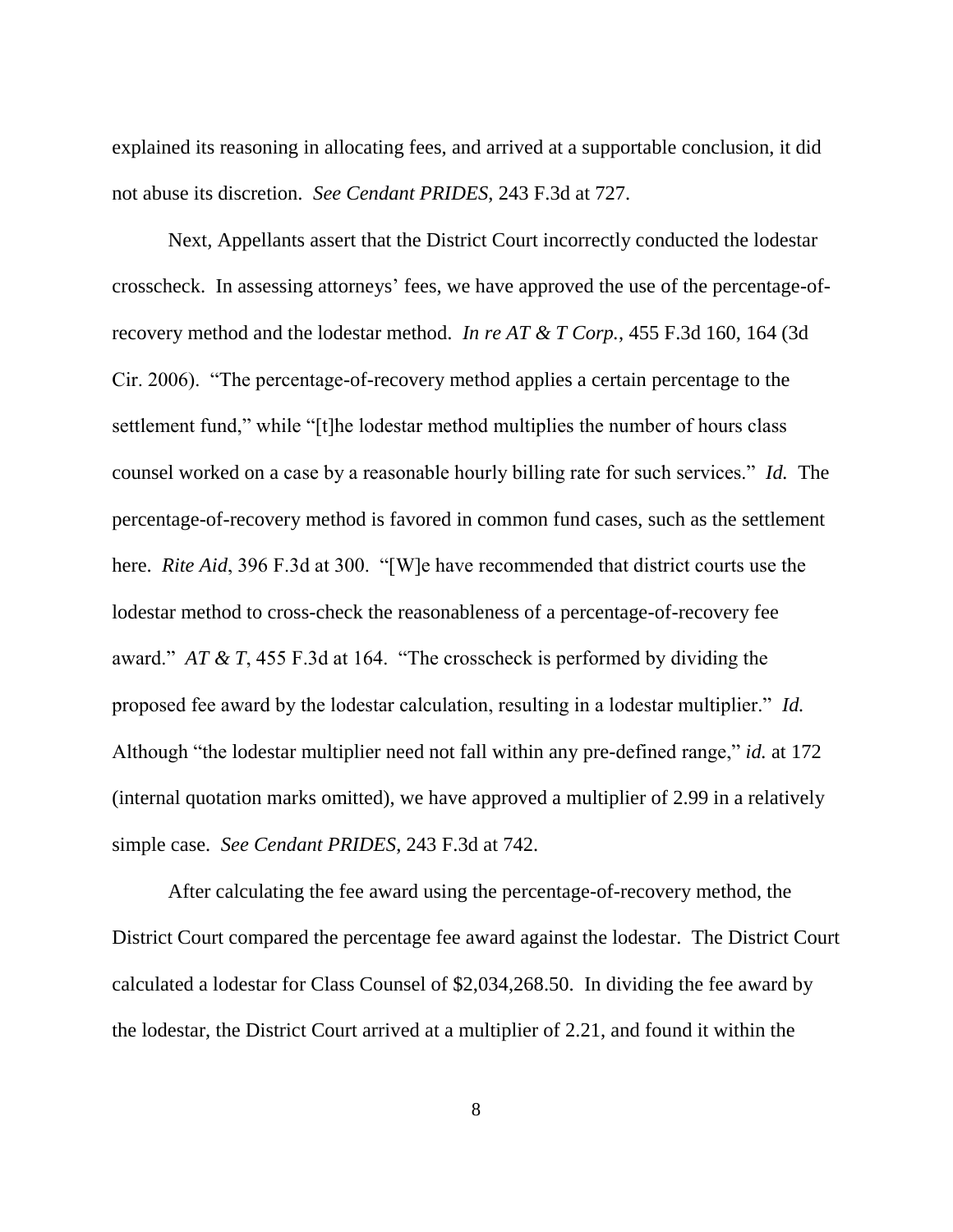explained its reasoning in allocating fees, and arrived at a supportable conclusion, it did not abuse its discretion. *See Cendant PRIDES*, 243 F.3d at 727.

Next, Appellants assert that the District Court incorrectly conducted the lodestar crosscheck. In assessing attorneys' fees, we have approved the use of the percentage-of-recovery method and the lodestar method. *In re AT & T Corp.*, 455 F.3d 160, 164 (3d Cir. 2006). "The percentage-of-recovery method applies a certain percentage to the settlement fund," while "[t]he lodestar method multiplies the number of hours class counsel worked on a case by a reasonable hourly billing rate for such services." *Id.* The percentage-of-recovery method is favored in common fund cases, such as the settlement here. *Rite Aid*, 396 F.3d at 300. "[W]e have recommended that district courts use the lodestar method to cross-check the reasonableness of a percentage-of-recovery fee award." *AT & T*, 455 F.3d at 164. "The crosscheck is performed by dividing the proposed fee award by the lodestar calculation, resulting in a lodestar multiplier." *Id.* Although "the lodestar multiplier need not fall within any pre-defined range," *id.* at 172 (internal quotation marks omitted), we have approved a multiplier of 2.99 in a relatively simple case. *See Cendant PRIDES*, 243 F.3d at 742.

After calculating the fee award using the percentage-of-recovery method, the District Court compared the percentage fee award against the lodestar. The District Court calculated a lodestar for Class Counsel of $2,034,268.50. In dividing the fee award by the lodestar, the District Court arrived at a multiplier of 2.21, and found it within the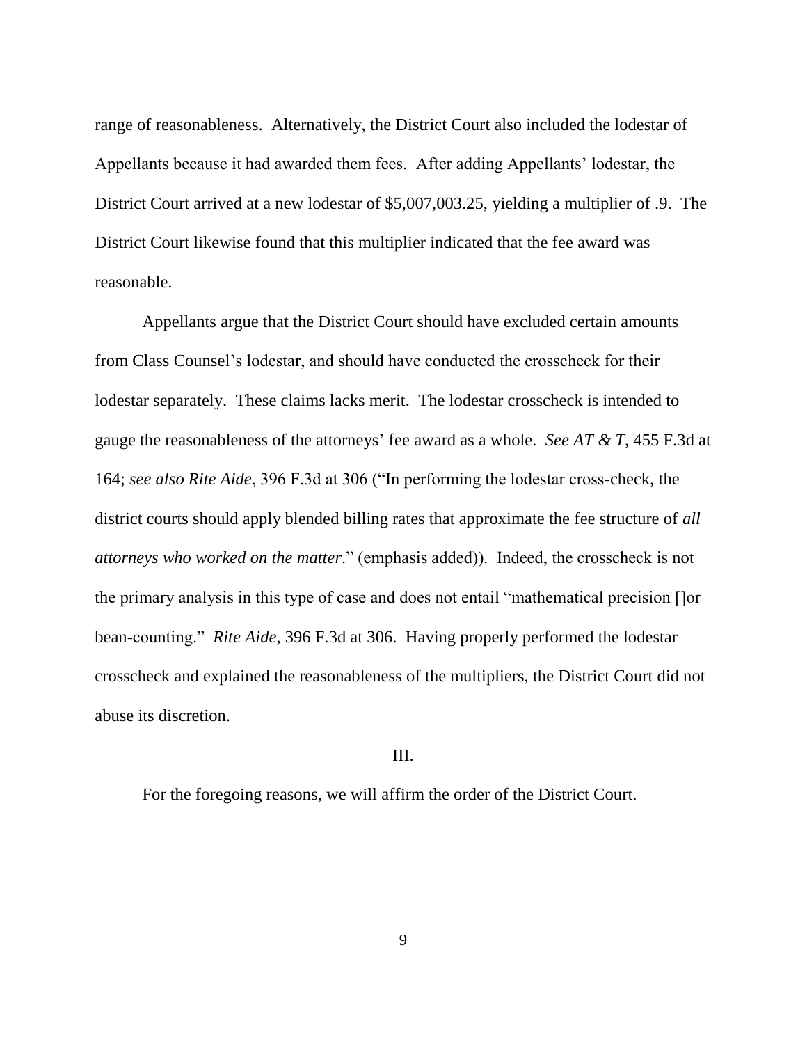range of reasonableness. Alternatively, the District Court also included the lodestar of Appellants because it had awarded them fees. After adding Appellants' lodestar, the District Court arrived at a new lodestar of $5,007,003.25, yielding a multiplier of .9. The District Court likewise found that this multiplier indicated that the fee award was reasonable.

Appellants argue that the District Court should have excluded certain amounts from Class Counsel's lodestar, and should have conducted the crosscheck for their lodestar separately. These claims lacks merit. The lodestar crosscheck is intended to gauge the reasonableness of the attorneys' fee award as a whole. *See AT & T*, 455 F.3d at 164; *see also Rite Aide*, 396 F.3d at 306 ("In performing the lodestar cross-check, the district courts should apply blended billing rates that approximate the fee structure of *all attorneys who worked on the matter*." (emphasis added)). Indeed, the crosscheck is not the primary analysis in this type of case and does not entail "mathematical precision []or bean-counting." *Rite Aide*, 396 F.3d at 306. Having properly performed the lodestar crosscheck and explained the reasonableness of the multipliers, the District Court did not abuse its discretion.

III.

For the foregoing reasons, we will affirm the order of the District Court.